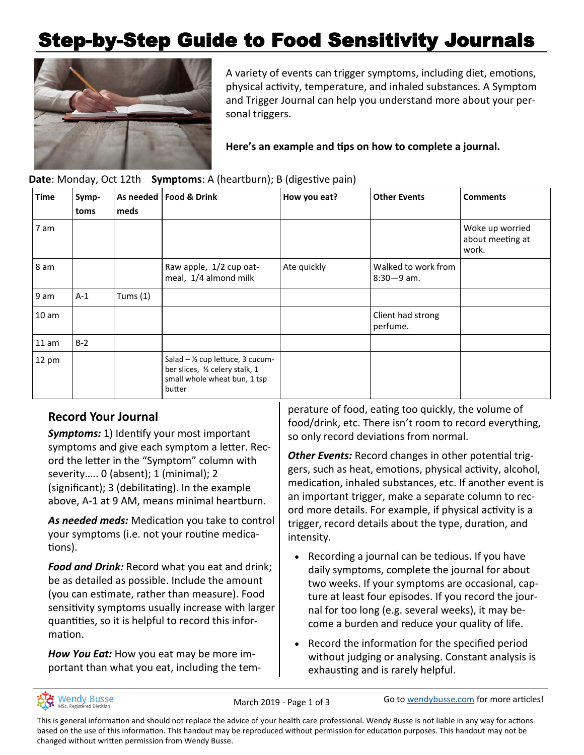# Step-by-Step Guide to Food Sensitivity Journals

A variety of events can trigger symptoms, including diet, emotions, physical activity, temperature, and inhaled substances. A Symptom and Trigger Journal can help you understand more about your personal triggers.

**Here's an example and tips on how to complete a journal.**

**Date**: Monday, Oct 12th **Symptoms**: A (heartburn); B (digestive pain)

| Time | Symptoms | As needed meds | Food & Drink | How you eat? | Other Events | Comments |
|---|---|---|---|---|---|---|
| 7 am | | | | | | Woke up worried about meeting at work. |
| 8 am | | | Raw apple, 1/2 cup oatmeal, 1/4 almond milk | Ate quickly | Walked to work from 8:30—9 am. | |
| 9 am | A-1 | Tums (1) | | | | |
| 10 am | | | | | Client had strong perfume. | |
| 11 am | B-2 | | | | | |
| 12 pm | | | Salad – ½ cup lettuce, 3 cucumber slices, ½ celery stalk, 1 small whole wheat bun, 1 tsp butter | | | |

## Record Your Journal

***Symptoms:*** 1) Identify your most important symptoms and give each symptom a letter. Record the letter in the "Symptom" column with severity….. 0 (absent); 1 (minimal); 2 (significant); 3 (debilitating). In the example above, A-1 at 9 AM, means minimal heartburn.

***As needed meds:*** Medication you take to control your symptoms (i.e. not your routine medications).

***Food and Drink:*** Record what you eat and drink; be as detailed as possible. Include the amount (you can estimate, rather than measure). Food sensitivity symptoms usually increase with larger quantities, so it is helpful to record this information.

***How You Eat:*** How you eat may be more important than what you eat, including the temperature of food, eating too quickly, the volume of food/drink, etc. There isn't room to record everything, so only record deviations from normal.

***Other Events:*** Record changes in other potential triggers, such as heat, emotions, physical activity, alcohol, medication, inhaled substances, etc. If another event is an important trigger, make a separate column to record more details. For example, if physical activity is a trigger, record details about the type, duration, and intensity.

- Recording a journal can be tedious. If you have daily symptoms, complete the journal for about two weeks. If your symptoms are occasional, capture at least four episodes. If you record the journal for too long (e.g. several weeks), it may become a burden and reduce your quality of life.
- Record the information for the specified period without judging or analysing. Constant analysis is exhausting and is rarely helpful.

Wendy Busse, MSc, Registered Dietitian

March 2019

Go to wendybusse.com for more articles!

This is general information and should not replace the advice of your health care professional. Wendy Busse is not liable in any way for actions based on the use of this information. This handout may be reproduced without permission for education purposes. This handout may not be changed without written permission from Wendy Busse.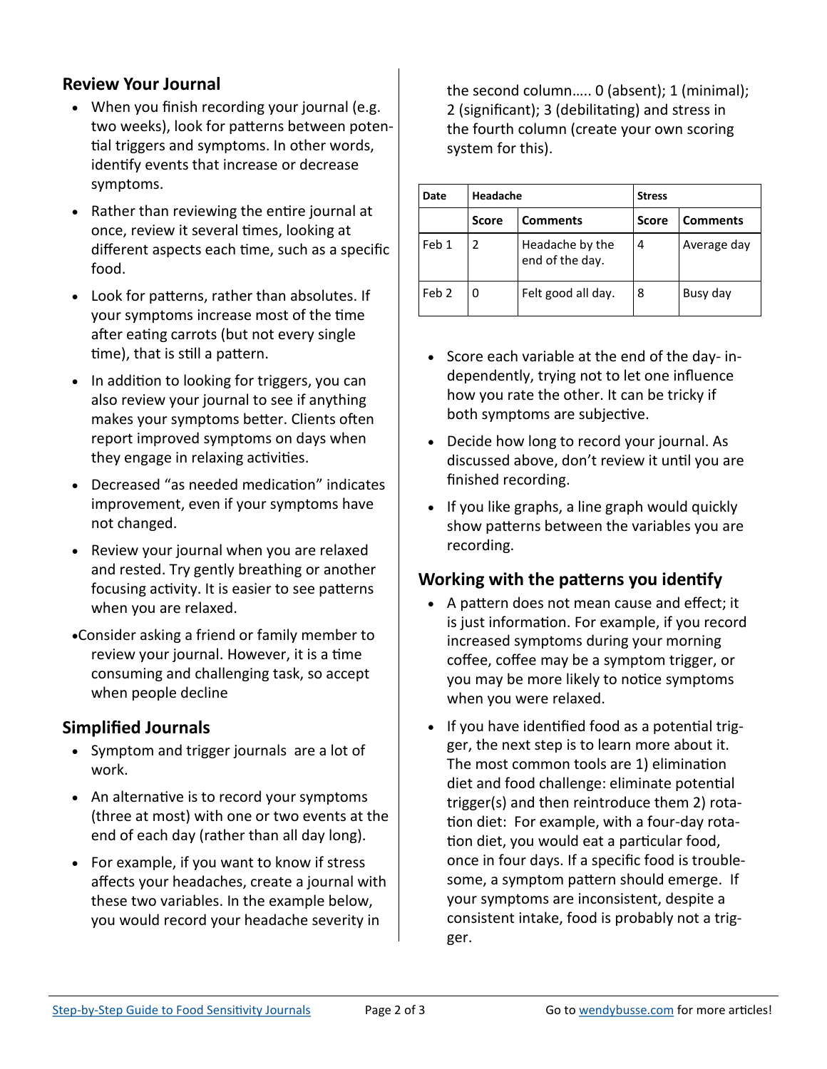## Review Your Journal

- When you finish recording your journal (e.g. two weeks), look for patterns between potential triggers and symptoms. In other words, identify events that increase or decrease symptoms.
- Rather than reviewing the entire journal at once, review it several times, looking at different aspects each time, such as a specific food.
- Look for patterns, rather than absolutes. If your symptoms increase most of the time after eating carrots (but not every single time), that is still a pattern.
- In addition to looking for triggers, you can also review your journal to see if anything makes your symptoms better. Clients often report improved symptoms on days when they engage in relaxing activities.
- Decreased "as needed medication" indicates improvement, even if your symptoms have not changed.
- Review your journal when you are relaxed and rested. Try gently breathing or another focusing activity. It is easier to see patterns when you are relaxed.
- Consider asking a friend or family member to review your journal. However, it is a time consuming and challenging task, so accept when people decline

## Simplified Journals

- Symptom and trigger journals are a lot of work.
- An alternative is to record your symptoms (three at most) with one or two events at the end of each day (rather than all day long).
- For example, if you want to know if stress affects your headaches, create a journal with these two variables. In the example below, you would record your headache severity in the second column….. 0 (absent); 1 (minimal); 2 (significant); 3 (debilitating) and stress in the fourth column (create your own scoring system for this).

| Date | Headache | | Stress | |
|---|---|---|---|---|
| | **Score** | **Comments** | **Score** | **Comments** |
| Feb 1 | 2 | Headache by the end of the day. | 4 | Average day |
| Feb 2 | 0 | Felt good all day. | 8 | Busy day |

- Score each variable at the end of the day- independently, trying not to let one influence how you rate the other. It can be tricky if both symptoms are subjective.
- Decide how long to record your journal. As discussed above, don't review it until you are finished recording.
- If you like graphs, a line graph would quickly show patterns between the variables you are recording.

## Working with the patterns you identify

- A pattern does not mean cause and effect; it is just information. For example, if you record increased symptoms during your morning coffee, coffee may be a symptom trigger, or you may be more likely to notice symptoms when you were relaxed.
- If you have identified food as a potential trigger, the next step is to learn more about it. The most common tools are 1) elimination diet and food challenge: eliminate potential trigger(s) and then reintroduce them 2) rotation diet: For example, with a four-day rotation diet, you would eat a particular food, once in four days. If a specific food is troublesome, a symptom pattern should emerge. If your symptoms are inconsistent, despite a consistent intake, food is probably not a trigger.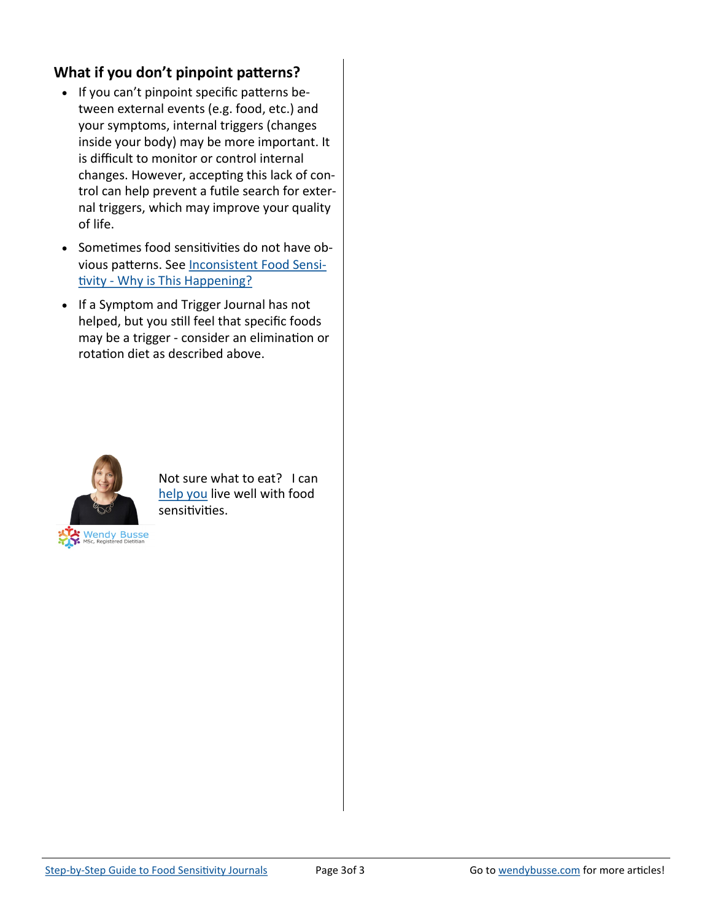## What if you don't pinpoint patterns?

- If you can't pinpoint specific patterns between external events (e.g. food, etc.) and your symptoms, internal triggers (changes inside your body) may be more important. It is difficult to monitor or control internal changes. However, accepting this lack of control can help prevent a futile search for external triggers, which may improve your quality of life.
- Sometimes food sensitivities do not have obvious patterns. See Inconsistent Food Sensitivity - Why is This Happening?
- If a Symptom and Trigger Journal has not helped, but you still feel that specific foods may be a trigger - consider an elimination or rotation diet as described above.

Wendy Busse
MSc, Registered Dietitian

Not sure what to eat? I can help you live well with food sensitivities.